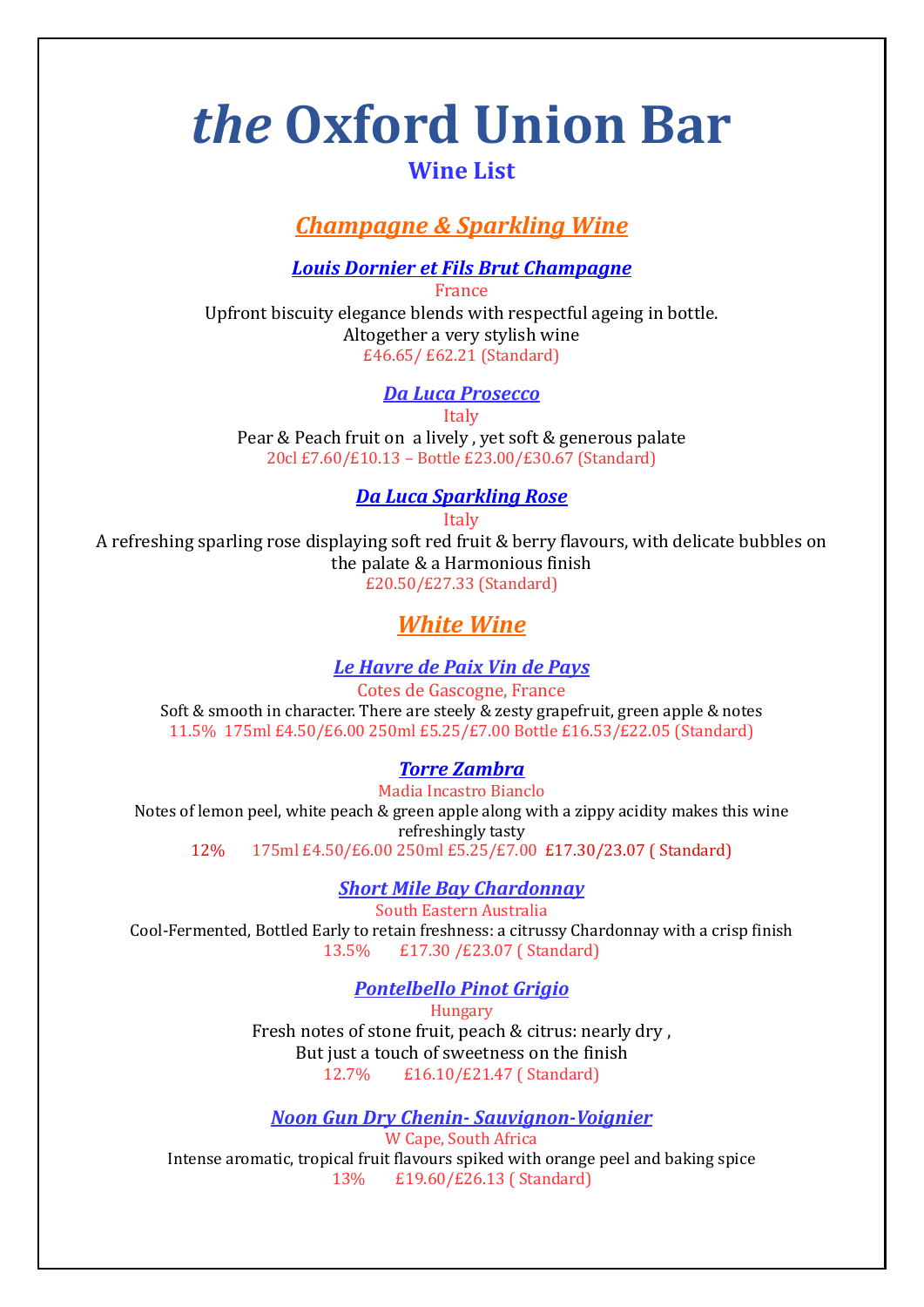# *the* Oxford Union Bar

## Wine List

## ***Champagne & Sparkling Wine***

### ***Louis Dornier et Fils Brut Champagne***

France

Upfront biscuity elegance blends with respectful ageing in bottle.
Altogether a very stylish wine

£46.65/ £62.21 (Standard)

### ***Da Luca Prosecco***

Italy

Pear & Peach fruit on a lively , yet soft & generous palate

20cl £7.60/£10.13 – Bottle £23.00/£30.67 (Standard)

### ***Da Luca Sparkling Rose***

Italy

A refreshing sparling rose displaying soft red fruit & berry flavours, with delicate bubbles on the palate & a Harmonious finish

£20.50/£27.33 (Standard)

## ***White Wine***

### ***Le Havre de Paix Vin de Pays***

Cotes de Gascogne, France

Soft & smooth in character. There are steely & zesty grapefruit, green apple & notes

11.5% 175ml £4.50/£6.00 250ml £5.25/£7.00 Bottle £16.53/£22.05 (Standard)

### ***Torre Zambra***

Madia Incastro Bianclo

Notes of lemon peel, white peach & green apple along with a zippy acidity makes this wine refreshingly tasty

12% 175ml £4.50/£6.00 250ml £5.25/£7.00 £17.30/23.07 ( Standard)

### ***Short Mile Bay Chardonnay***

South Eastern Australia

Cool-Fermented, Bottled Early to retain freshness: a citrussy Chardonnay with a crisp finish

13.5% £17.30 /£23.07 ( Standard)

### ***Pontelbello Pinot Grigio***

Hungary

Fresh notes of stone fruit, peach & citrus: nearly dry ,
But just a touch of sweetness on the finish

12.7% £16.10/£21.47 ( Standard)

### ***Noon Gun Dry Chenin- Sauvignon-Voignier***

W Cape, South Africa

Intense aromatic, tropical fruit flavours spiked with orange peel and baking spice

13% £19.60/£26.13 ( Standard)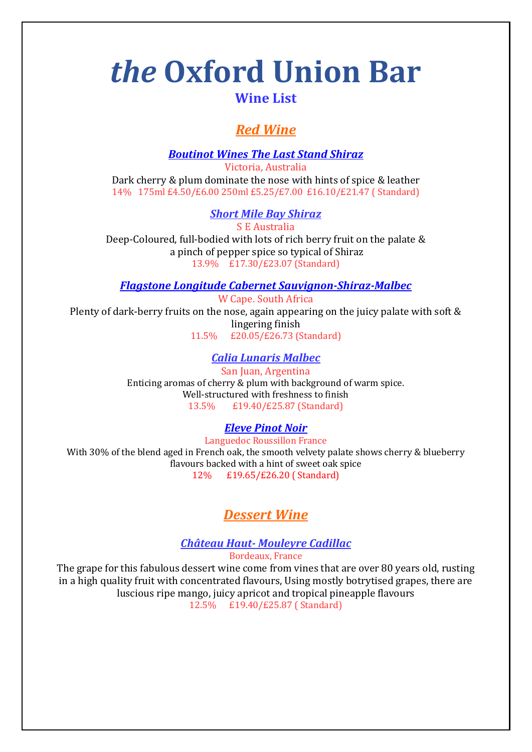# *the* Oxford Union Bar

## Wine List

## *Red Wine*

### *Boutinot Wines The Last Stand Shiraz*

Victoria, Australia

Dark cherry & plum dominate the nose with hints of spice & leather

14%   175ml £4.50/£6.00 250ml £5.25/£7.00  £16.10/£21.47 ( Standard)

### *Short Mile Bay Shiraz*

S E Australia

Deep-Coloured, full-bodied with lots of rich berry fruit on the palate & a pinch of pepper spice so typical of Shiraz

13.9%    £17.30/£23.07 (Standard)

### *Flagstone Longitude Cabernet Sauvignon-Shiraz-Malbec*

W Cape. South Africa

Plenty of dark-berry fruits on the nose, again appearing on the juicy palate with soft & lingering finish

11.5%     £20.05/£26.73 (Standard)

### *Calia Lunaris Malbec*

San Juan, Argentina

Enticing aromas of cherry & plum with background of warm spice. Well-structured with freshness to finish

13.5%      £19.40/£25.87 (Standard)

### *Eleve Pinot Noir*

Languedoc Roussillon France

With 30% of the blend aged in French oak, the smooth velvety palate shows cherry & blueberry flavours backed with a hint of sweet oak spice

12%     £19.65/£26.20 ( Standard)

## *Dessert Wine*

### *Château Haut- Mouleyre Cadillac*

Bordeaux, France

The grape for this fabulous dessert wine come from vines that are over 80 years old, rusting in a high quality fruit with concentrated flavours, Using mostly botrytised grapes, there are luscious ripe mango, juicy apricot and tropical pineapple flavours

12.5%     £19.40/£25.87 ( Standard)